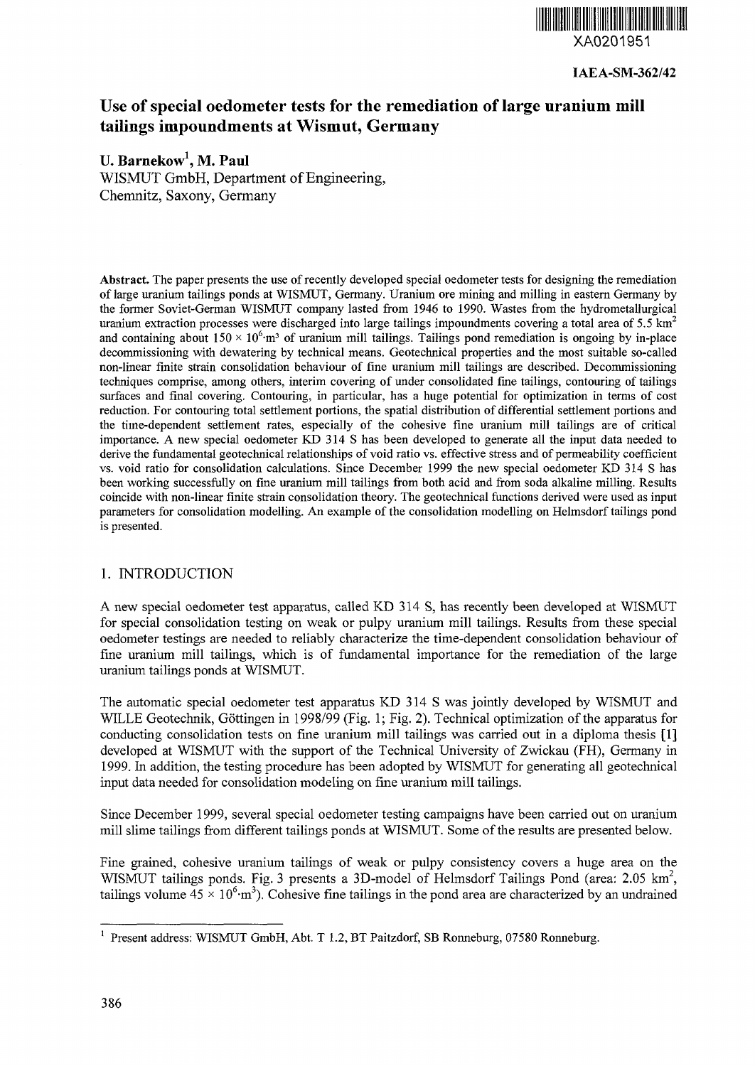XA0201951

IAEA-SM-362/42

# Use of special oedometer tests for the remediation of large uranium mill tailings impoundments at Wismut, Germany

**U. Barnekow**[1], **M. Paul**

WISMUT GmbH, Department of Engineering,
Chemnitz, Saxony, Germany

**Abstract.** The paper presents the use of recently developed special oedometer tests for designing the remediation of large uranium tailings ponds at WISMUT, Germany. Uranium ore mining and milling in eastern Germany by the former Soviet-German WISMUT company lasted from 1946 to 1990. Wastes from the hydrometallurgical uranium extraction processes were discharged into large tailings impoundments covering a total area of 5.5 $km^2$ and containing about $150 \times 10^6 \cdot m^3$ of uranium mill tailings. Tailings pond remediation is ongoing by in-place decommissioning with dewatering by technical means. Geotechnical properties and the most suitable so-called non-linear finite strain consolidation behaviour of fine uranium mill tailings are described. Decommissioning techniques comprise, among others, interim covering of under consolidated fine tailings, contouring of tailings surfaces and final covering. Contouring, in particular, has a huge potential for optimization in terms of cost reduction. For contouring total settlement portions, the spatial distribution of differential settlement portions and the time-dependent settlement rates, especially of the cohesive fine uranium mill tailings are of critical importance. A new special oedometer KD 314 S has been developed to generate all the input data needed to derive the fundamental geotechnical relationships of void ratio vs. effective stress and of permeability coefficient vs. void ratio for consolidation calculations. Since December 1999 the new special oedometer KD 314 S has been working successfully on fine uranium mill tailings from both acid and from soda alkaline milling. Results coincide with non-linear finite strain consolidation theory. The geotechnical functions derived were used as input parameters for consolidation modelling. An example of the consolidation modelling on Helmsdorf tailings pond is presented.

## 1. INTRODUCTION

A new special oedometer test apparatus, called KD 314 S, has recently been developed at WISMUT for special consolidation testing on weak or pulpy uranium mill tailings. Results from these special oedometer testings are needed to reliably characterize the time-dependent consolidation behaviour of fine uranium mill tailings, which is of fundamental importance for the remediation of the large uranium tailings ponds at WISMUT.

The automatic special oedometer test apparatus KD 314 S was jointly developed by WISMUT and WILLE Geotechnik, Göttingen in 1998/99 (Fig. 1; Fig. 2). Technical optimization of the apparatus for conducting consolidation tests on fine uranium mill tailings was carried out in a diploma thesis [1] developed at WISMUT with the support of the Technical University of Zwickau (FH), Germany in 1999. In addition, the testing procedure has been adopted by WISMUT for generating all geotechnical input data needed for consolidation modeling on fine uranium mill tailings.

Since December 1999, several special oedometer testing campaigns have been carried out on uranium mill slime tailings from different tailings ponds at WISMUT. Some of the results are presented below.

Fine grained, cohesive uranium tailings of weak or pulpy consistency covers a huge area on the WISMUT tailings ponds. Fig. 3 presents a 3D-model of Helmsdorf Tailings Pond (area: 2.05 $km^2$, tailings volume $45 \times 10^6 \cdot m^3$). Cohesive fine tailings in the pond area are characterized by an undrained

[1] Present address: WISMUT GmbH, Abt. T 1.2, BT Paitzdorf, SB Ronneburg, 07580 Ronneburg.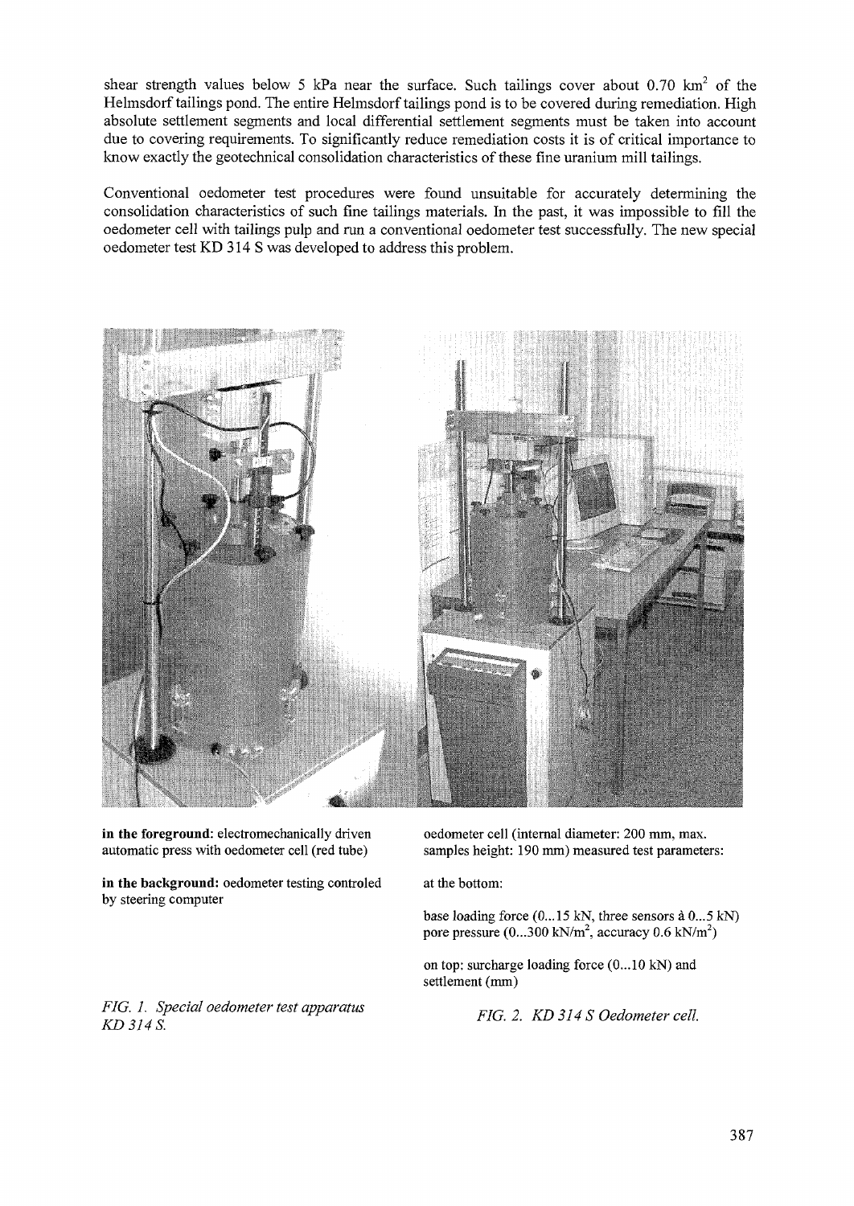shear strength values below 5 kPa near the surface. Such tailings cover about 0.70 km$^2$ of the Helmsdorf tailings pond. The entire Helmsdorf tailings pond is to be covered during remediation. High absolute settlement segments and local differential settlement segments must be taken into account due to covering requirements. To significantly reduce remediation costs it is of critical importance to know exactly the geotechnical consolidation characteristics of these fine uranium mill tailings.

Conventional oedometer test procedures were found unsuitable for accurately determining the consolidation characteristics of such fine tailings materials. In the past, it was impossible to fill the oedometer cell with tailings pulp and run a conventional oedometer test successfully. The new special oedometer test KD 314 S was developed to address this problem.

**in the foreground:** electromechanically driven automatic press with oedometer cell (red tube)

**in the background:** oedometer testing controled by steering computer

*FIG. 1. Special oedometer test apparatus KD 314 S.*

oedometer cell (internal diameter: 200 mm, max. samples height: 190 mm) measured test parameters:

at the bottom:

base loading force (0...15 kN, three sensors à 0...5 kN) pore pressure (0...300 kN/m$^2$, accuracy 0.6 kN/m$^2$)

on top: surcharge loading force (0...10 kN) and settlement (mm)

*FIG. 2. KD 314 S Oedometer cell.*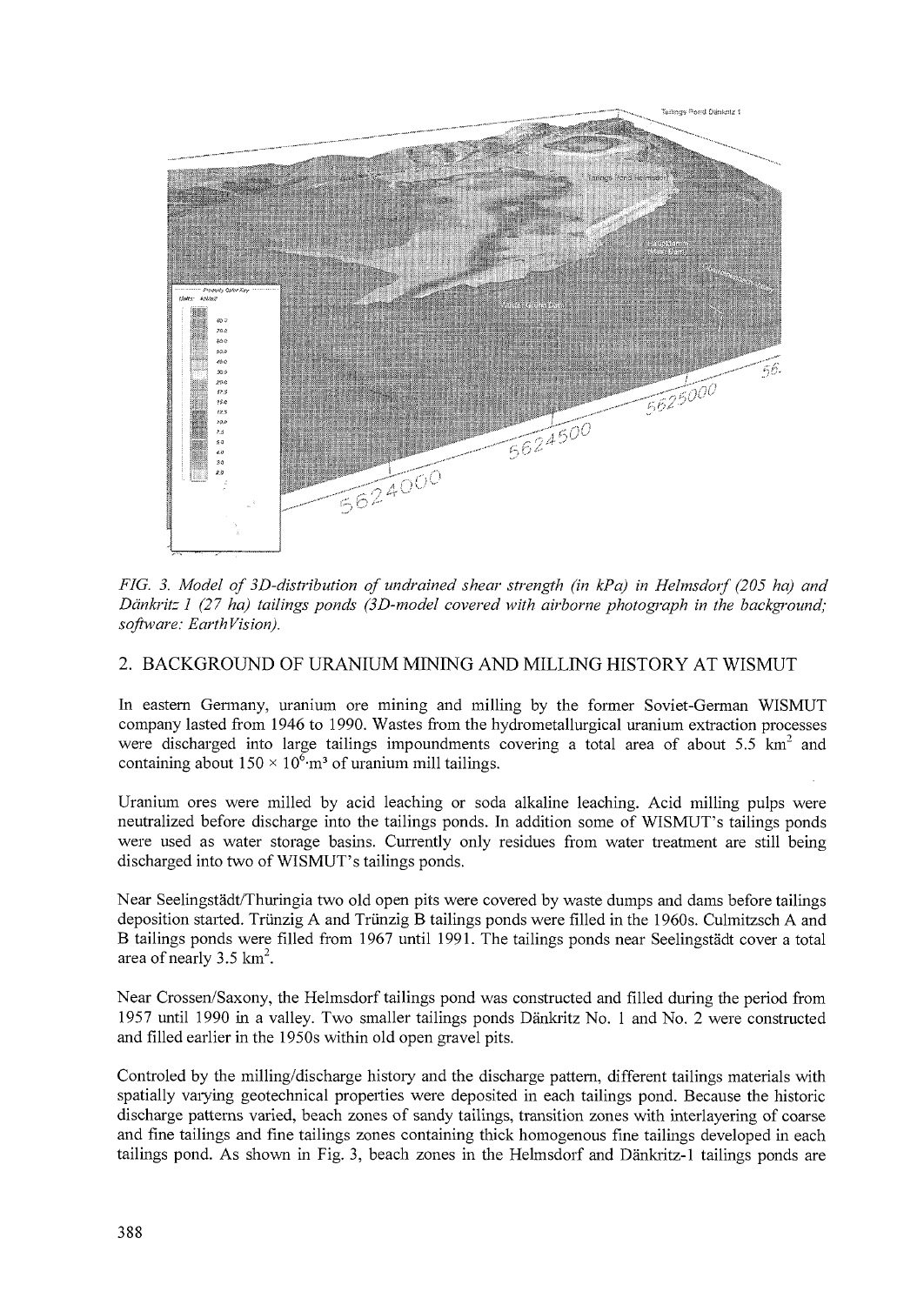*FIG. 3. Model of 3D-distribution of undrained shear strength (in kPa) in Helmsdorf (205 ha) and Dänkritz 1 (27 ha) tailings ponds (3D-model covered with airborne photograph in the background; software: EarthVision).*

## 2. BACKGROUND OF URANIUM MINING AND MILLING HISTORY AT WISMUT

In eastern Germany, uranium ore mining and milling by the former Soviet-German WISMUT company lasted from 1946 to 1990. Wastes from the hydrometallurgical uranium extraction processes were discharged into large tailings impoundments covering a total area of about 5.5 $km^2$ and containing about $150 \times 10^6 \cdot m^3$ of uranium mill tailings.

Uranium ores were milled by acid leaching or soda alkaline leaching. Acid milling pulps were neutralized before discharge into the tailings ponds. In addition some of WISMUT's tailings ponds were used as water storage basins. Currently only residues from water treatment are still being discharged into two of WISMUT's tailings ponds.

Near Seelingstädt/Thuringia two old open pits were covered by waste dumps and dams before tailings deposition started. Trünzig A and Trünzig B tailings ponds were filled in the 1960s. Culmitzsch A and B tailings ponds were filled from 1967 until 1991. The tailings ponds near Seelingstädt cover a total area of nearly 3.5 $km^2$.

Near Crossen/Saxony, the Helmsdorf tailings pond was constructed and filled during the period from 1957 until 1990 in a valley. Two smaller tailings ponds Dänkritz No. 1 and No. 2 were constructed and filled earlier in the 1950s within old open gravel pits.

Controled by the milling/discharge history and the discharge pattern, different tailings materials with spatially varying geotechnical properties were deposited in each tailings pond. Because the historic discharge patterns varied, beach zones of sandy tailings, transition zones with interlayering of coarse and fine tailings and fine tailings zones containing thick homogenous fine tailings developed in each tailings pond. As shown in Fig. 3, beach zones in the Helmsdorf and Dänkritz-1 tailings ponds are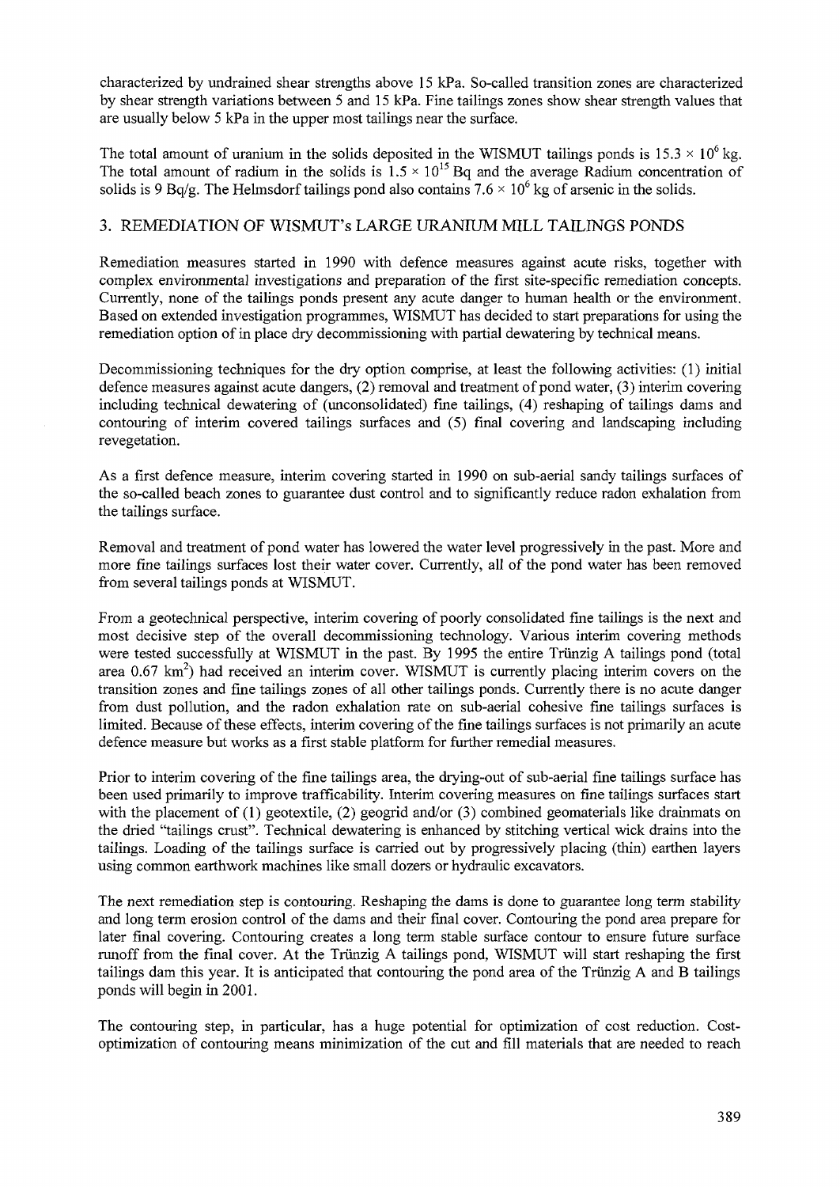characterized by undrained shear strengths above 15 kPa. So-called transition zones are characterized by shear strength variations between 5 and 15 kPa. Fine tailings zones show shear strength values that are usually below 5 kPa in the upper most tailings near the surface.

The total amount of uranium in the solids deposited in the WISMUT tailings ponds is $15.3 \times 10^6$ kg. The total amount of radium in the solids is $1.5 \times 10^{15}$ Bq and the average Radium concentration of solids is 9 Bq/g. The Helmsdorf tailings pond also contains $7.6 \times 10^6$ kg of arsenic in the solids.

## 3. REMEDIATION OF WISMUT's LARGE URANIUM MILL TAILINGS PONDS

Remediation measures started in 1990 with defence measures against acute risks, together with complex environmental investigations and preparation of the first site-specific remediation concepts. Currently, none of the tailings ponds present any acute danger to human health or the environment. Based on extended investigation programmes, WISMUT has decided to start preparations for using the remediation option of in place dry decommissioning with partial dewatering by technical means.

Decommissioning techniques for the dry option comprise, at least the following activities: (1) initial defence measures against acute dangers, (2) removal and treatment of pond water, (3) interim covering including technical dewatering of (unconsolidated) fine tailings, (4) reshaping of tailings dams and contouring of interim covered tailings surfaces and (5) final covering and landscaping including revegetation.

As a first defence measure, interim covering started in 1990 on sub-aerial sandy tailings surfaces of the so-called beach zones to guarantee dust control and to significantly reduce radon exhalation from the tailings surface.

Removal and treatment of pond water has lowered the water level progressively in the past. More and more fine tailings surfaces lost their water cover. Currently, all of the pond water has been removed from several tailings ponds at WISMUT.

From a geotechnical perspective, interim covering of poorly consolidated fine tailings is the next and most decisive step of the overall decommissioning technology. Various interim covering methods were tested successfully at WISMUT in the past. By 1995 the entire Trünzig A tailings pond (total area 0.67 km$^2$) had received an interim cover. WISMUT is currently placing interim covers on the transition zones and fine tailings zones of all other tailings ponds. Currently there is no acute danger from dust pollution, and the radon exhalation rate on sub-aerial cohesive fine tailings surfaces is limited. Because of these effects, interim covering of the fine tailings surfaces is not primarily an acute defence measure but works as a first stable platform for further remedial measures.

Prior to interim covering of the fine tailings area, the drying-out of sub-aerial fine tailings surface has been used primarily to improve trafficability. Interim covering measures on fine tailings surfaces start with the placement of (1) geotextile, (2) geogrid and/or (3) combined geomaterials like drainmats on the dried "tailings crust". Technical dewatering is enhanced by stitching vertical wick drains into the tailings. Loading of the tailings surface is carried out by progressively placing (thin) earthen layers using common earthwork machines like small dozers or hydraulic excavators.

The next remediation step is contouring. Reshaping the dams is done to guarantee long term stability and long term erosion control of the dams and their final cover. Contouring the pond area prepare for later final covering. Contouring creates a long term stable surface contour to ensure future surface runoff from the final cover. At the Trünzig A tailings pond, WISMUT will start reshaping the first tailings dam this year. It is anticipated that contouring the pond area of the Trünzig A and B tailings ponds will begin in 2001.

The contouring step, in particular, has a huge potential for optimization of cost reduction. Cost-optimization of contouring means minimization of the cut and fill materials that are needed to reach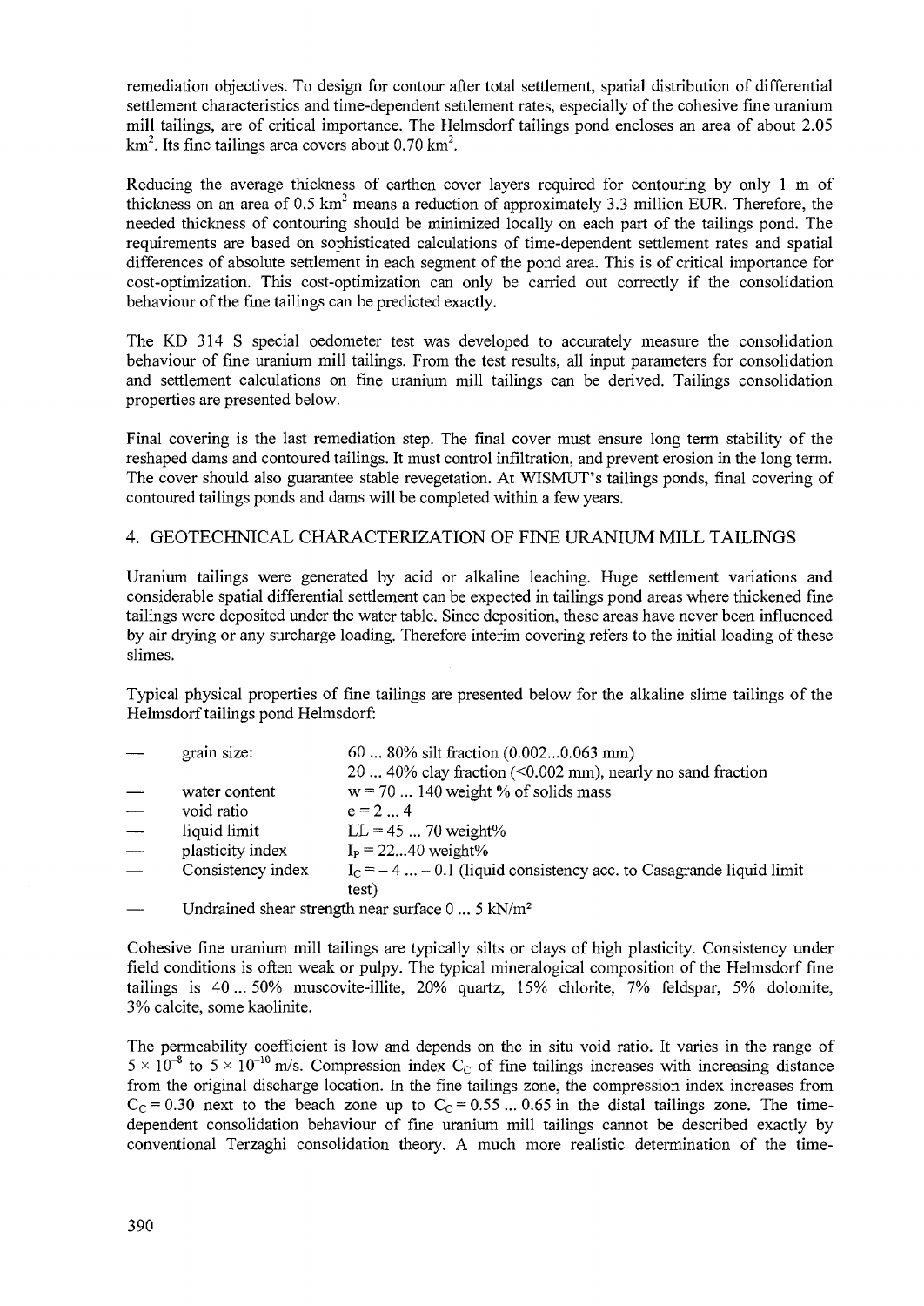remediation objectives. To design for contour after total settlement, spatial distribution of differential settlement characteristics and time-dependent settlement rates, especially of the cohesive fine uranium mill tailings, are of critical importance. The Helmsdorf tailings pond encloses an area of about 2.05 $km^2$. Its fine tailings area covers about 0.70 $km^2$.

Reducing the average thickness of earthen cover layers required for contouring by only 1 m of thickness on an area of 0.5 $km^2$ means a reduction of approximately 3.3 million EUR. Therefore, the needed thickness of contouring should be minimized locally on each part of the tailings pond. The requirements are based on sophisticated calculations of time-dependent settlement rates and spatial differences of absolute settlement in each segment of the pond area. This is of critical importance for cost-optimization. This cost-optimization can only be carried out correctly if the consolidation behaviour of the fine tailings can be predicted exactly.

The KD 314 S special oedometer test was developed to accurately measure the consolidation behaviour of fine uranium mill tailings. From the test results, all input parameters for consolidation and settlement calculations on fine uranium mill tailings can be derived. Tailings consolidation properties are presented below.

Final covering is the last remediation step. The final cover must ensure long term stability of the reshaped dams and contoured tailings. It must control infiltration, and prevent erosion in the long term. The cover should also guarantee stable revegetation. At WISMUT's tailings ponds, final covering of contoured tailings ponds and dams will be completed within a few years.

## 4. GEOTECHNICAL CHARACTERIZATION OF FINE URANIUM MILL TAILINGS

Uranium tailings were generated by acid or alkaline leaching. Huge settlement variations and considerable spatial differential settlement can be expected in tailings pond areas where thickened fine tailings were deposited under the water table. Since deposition, these areas have never been influenced by air drying or any surcharge loading. Therefore interim covering refers to the initial loading of these slimes.

Typical physical properties of fine tailings are presented below for the alkaline slime tailings of the Helmsdorf tailings pond Helmsdorf:

- grain size: 60 ... 80% silt fraction (0.002...0.063 mm)
  20 ... 40% clay fraction (<0.002 mm), nearly no sand fraction
- water content: $w = 70 \ldots 140$ weight % of solids mass
- void ratio: $e = 2 \ldots 4$
- liquid limit: $LL = 45 \ldots 70$ weight%
- plasticity index: $I_P = 22 \ldots 40$ weight%
- Consistency index: $I_C = -4 \ldots -0.1$ (liquid consistency acc. to Casagrande liquid limit test)
- Undrained shear strength near surface 0 ... 5 $kN/m^2$

Cohesive fine uranium mill tailings are typically silts or clays of high plasticity. Consistency under field conditions is often weak or pulpy. The typical mineralogical composition of the Helmsdorf fine tailings is 40 ... 50% muscovite-illite, 20% quartz, 15% chlorite, 7% feldspar, 5% dolomite, 3% calcite, some kaolinite.

The permeability coefficient is low and depends on the in situ void ratio. It varies in the range of $5 \times 10^{-8}$ to $5 \times 10^{-10}$ m/s. Compression index $C_C$ of fine tailings increases with increasing distance from the original discharge location. In the fine tailings zone, the compression index increases from $C_C = 0.30$ next to the beach zone up to $C_C = 0.55 \ldots 0.65$ in the distal tailings zone. The time-dependent consolidation behaviour of fine uranium mill tailings cannot be described exactly by conventional Terzaghi consolidation theory. A much more realistic determination of the time-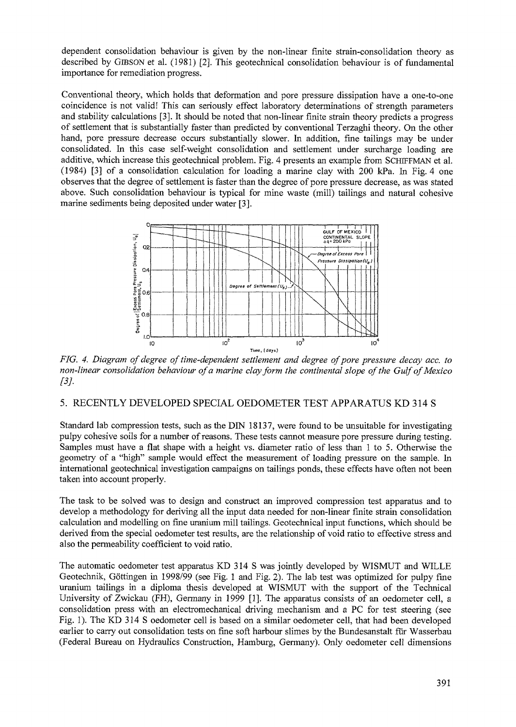dependent consolidation behaviour is given by the non-linear finite strain-consolidation theory as described by GIBSON et al. (1981) [2]. This geotechnical consolidation behaviour is of fundamental importance for remediation progress.

Conventional theory, which holds that deformation and pore pressure dissipation have a one-to-one coincidence is not valid! This can seriously effect laboratory determinations of strength parameters and stability calculations [3]. It should be noted that non-linear finite strain theory predicts a progress of settlement that is substantially faster than predicted by conventional Terzaghi theory. On the other hand, pore pressure decrease occurs substantially slower. In addition, fine tailings may be under consolidated. In this case self-weight consolidation and settlement under surcharge loading are additive, which increase this geotechnical problem. Fig. 4 presents an example from SCHIFFMAN et al. (1984) [3] of a consolidation calculation for loading a marine clay with 200 kPa. In Fig. 4 one observes that the degree of settlement is faster than the degree of pore pressure decrease, as was stated above. Such consolidation behaviour is typical for mine waste (mill) tailings and natural cohesive marine sediments being deposited under water [3].

*FIG. 4. Diagram of degree of time-dependent settlement and degree of pore pressure decay acc. to non-linear consolidation behaviour of a marine clay form the continental slope of the Gulf of Mexico [3].*

## 5. RECENTLY DEVELOPED SPECIAL OEDOMETER TEST APPARATUS KD 314 S

Standard lab compression tests, such as the DIN 18137, were found to be unsuitable for investigating pulpy cohesive soils for a number of reasons. These tests cannot measure pore pressure during testing. Samples must have a flat shape with a height vs. diameter ratio of less than 1 to 5. Otherwise the geometry of a "high" sample would effect the measurement of loading pressure on the sample. In international geotechnical investigation campaigns on tailings ponds, these effects have often not been taken into account properly.

The task to be solved was to design and construct an improved compression test apparatus and to develop a methodology for deriving all the input data needed for non-linear finite strain consolidation calculation and modelling on fine uranium mill tailings. Geotechnical input functions, which should be derived from the special oedometer test results, are the relationship of void ratio to effective stress and also the permeability coefficient to void ratio.

The automatic oedometer test apparatus KD 314 S was jointly developed by WISMUT and WILLE Geotechnik, Göttingen in 1998/99 (see Fig. 1 and Fig. 2). The lab test was optimized for pulpy fine uranium tailings in a diploma thesis developed at WISMUT with the support of the Technical University of Zwickau (FH), Germany in 1999 [1]. The apparatus consists of an oedometer cell, a consolidation press with an electromechanical driving mechanism and a PC for test steering (see Fig. 1). The KD 314 S oedometer cell is based on a similar oedometer cell, that had been developed earlier to carry out consolidation tests on fine soft harbour slimes by the Bundesanstalt für Wasserbau (Federal Bureau on Hydraulics Construction, Hamburg, Germany). Only oedometer cell dimensions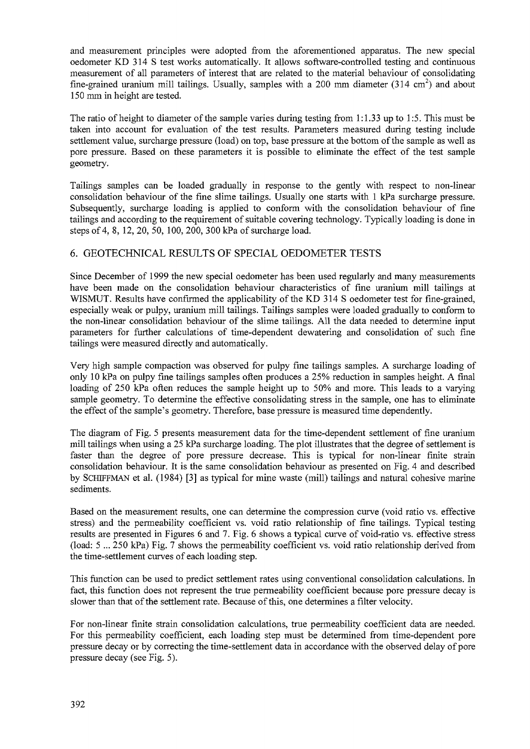and measurement principles were adopted from the aforementioned apparatus. The new special oedometer KD 314 S test works automatically. It allows software-controlled testing and continuous measurement of all parameters of interest that are related to the material behaviour of consolidating fine-grained uranium mill tailings. Usually, samples with a 200 mm diameter (314 $cm^2$) and about 150 mm in height are tested.

The ratio of height to diameter of the sample varies during testing from 1:1.33 up to 1:5. This must be taken into account for evaluation of the test results. Parameters measured during testing include settlement value, surcharge pressure (load) on top, base pressure at the bottom of the sample as well as pore pressure. Based on these parameters it is possible to eliminate the effect of the test sample geometry.

Tailings samples can be loaded gradually in response to the gently with respect to non-linear consolidation behaviour of the fine slime tailings. Usually one starts with 1 kPa surcharge pressure. Subsequently, surcharge loading is applied to conform with the consolidation behaviour of fine tailings and according to the requirement of suitable covering technology. Typically loading is done in steps of 4, 8, 12, 20, 50, 100, 200, 300 kPa of surcharge load.

## 6. GEOTECHNICAL RESULTS OF SPECIAL OEDOMETER TESTS

Since December of 1999 the new special oedometer has been used regularly and many measurements have been made on the consolidation behaviour characteristics of fine uranium mill tailings at WISMUT. Results have confirmed the applicability of the KD 314 S oedometer test for fine-grained, especially weak or pulpy, uranium mill tailings. Tailings samples were loaded gradually to conform to the non-linear consolidation behaviour of the slime tailings. All the data needed to determine input parameters for further calculations of time-dependent dewatering and consolidation of such fine tailings were measured directly and automatically.

Very high sample compaction was observed for pulpy fine tailings samples. A surcharge loading of only 10 kPa on pulpy fine tailings samples often produces a 25% reduction in samples height. A final loading of 250 kPa often reduces the sample height up to 50% and more. This leads to a varying sample geometry. To determine the effective consolidating stress in the sample, one has to eliminate the effect of the sample's geometry. Therefore, base pressure is measured time dependently.

The diagram of Fig. 5 presents measurement data for the time-dependent settlement of fine uranium mill tailings when using a 25 kPa surcharge loading. The plot illustrates that the degree of settlement is faster than the degree of pore pressure decrease. This is typical for non-linear finite strain consolidation behaviour. It is the same consolidation behaviour as presented on Fig. 4 and described by SCHIFFMAN et al. (1984) [3] as typical for mine waste (mill) tailings and natural cohesive marine sediments.

Based on the measurement results, one can determine the compression curve (void ratio vs. effective stress) and the permeability coefficient vs. void ratio relationship of fine tailings. Typical testing results are presented in Figures 6 and 7. Fig. 6 shows a typical curve of void-ratio vs. effective stress (load: 5 ... 250 kPa) Fig. 7 shows the permeability coefficient vs. void ratio relationship derived from the time-settlement curves of each loading step.

This function can be used to predict settlement rates using conventional consolidation calculations. In fact, this function does not represent the true permeability coefficient because pore pressure decay is slower than that of the settlement rate. Because of this, one determines a filter velocity.

For non-linear finite strain consolidation calculations, true permeability coefficient data are needed. For this permeability coefficient, each loading step must be determined from time-dependent pore pressure decay or by correcting the time-settlement data in accordance with the observed delay of pore pressure decay (see Fig. 5).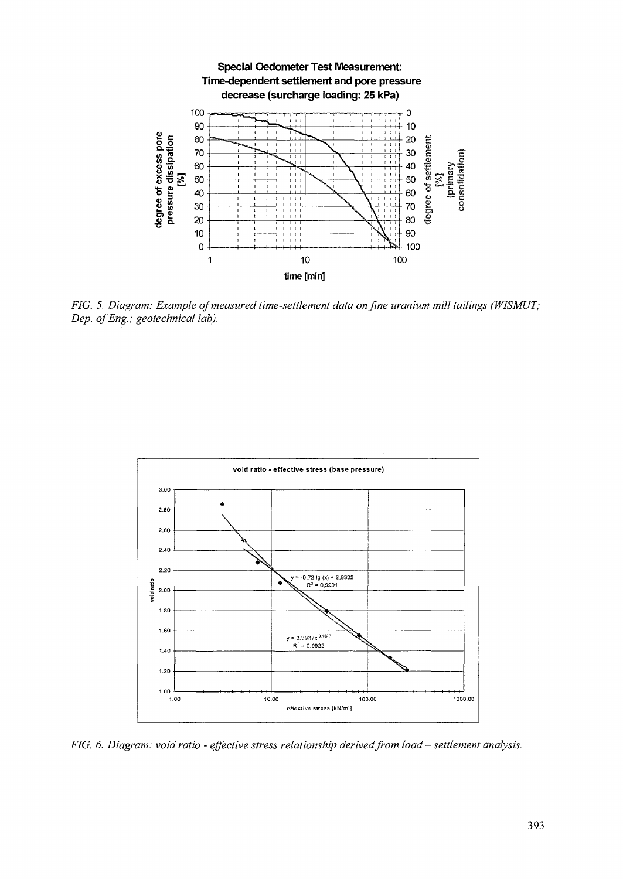FIG. 5. Diagram: Example of measured time-settlement data on fine uranium mill tailings (WISMUT; Dep. of Eng.; geotechnical lab).

FIG. 6. Diagram: void ratio - effective stress relationship derived from load – settlement analysis.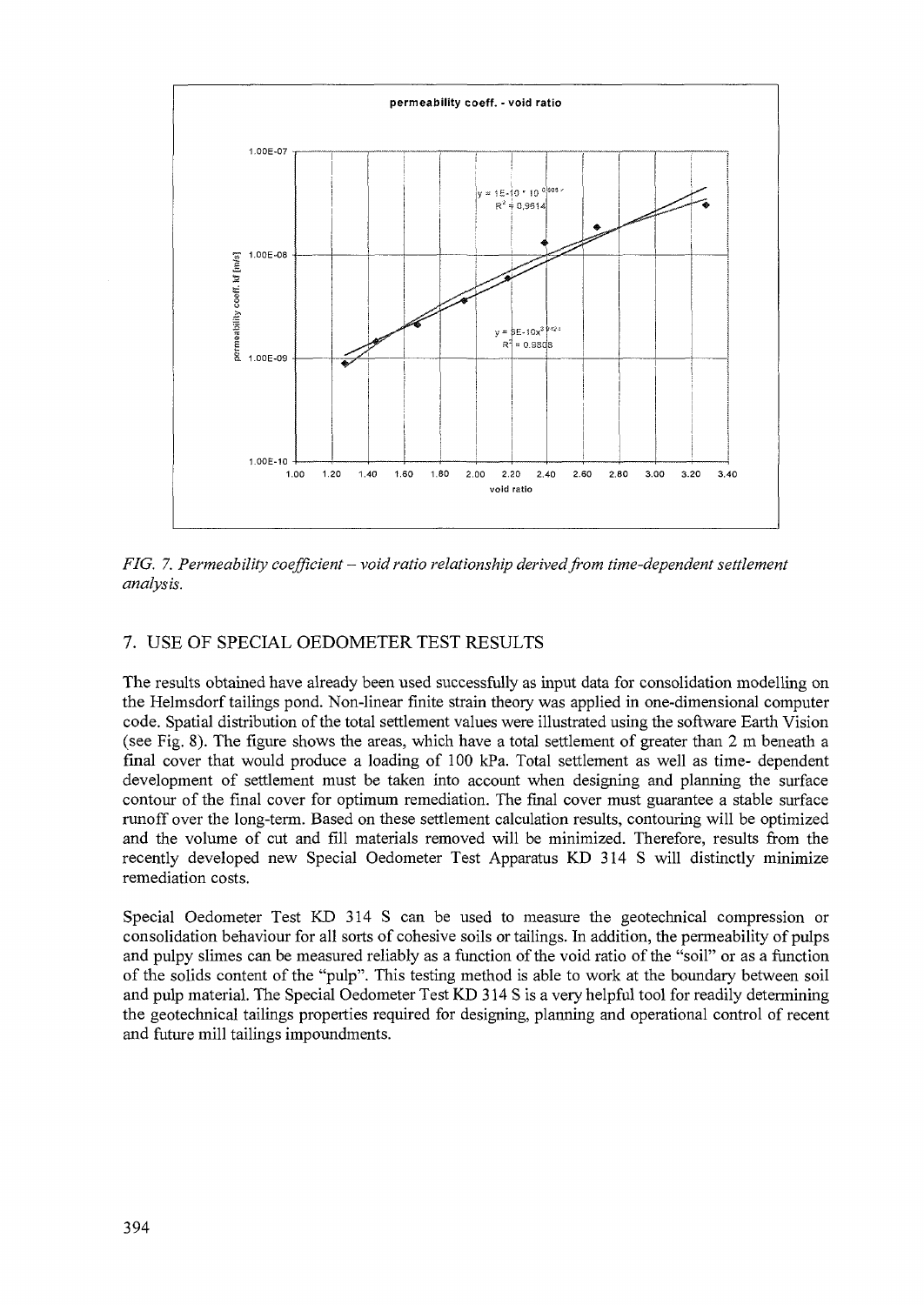*FIG. 7. Permeability coefficient – void ratio relationship derived from time-dependent settlement analysis.*

## 7. USE OF SPECIAL OEDOMETER TEST RESULTS

The results obtained have already been used successfully as input data for consolidation modelling on the Helmsdorf tailings pond. Non-linear finite strain theory was applied in one-dimensional computer code. Spatial distribution of the total settlement values were illustrated using the software Earth Vision (see Fig. 8). The figure shows the areas, which have a total settlement of greater than 2 m beneath a final cover that would produce a loading of 100 kPa. Total settlement as well as time- dependent development of settlement must be taken into account when designing and planning the surface contour of the final cover for optimum remediation. The final cover must guarantee a stable surface runoff over the long-term. Based on these settlement calculation results, contouring will be optimized and the volume of cut and fill materials removed will be minimized. Therefore, results from the recently developed new Special Oedometer Test Apparatus KD 314 S will distinctly minimize remediation costs.

Special Oedometer Test KD 314 S can be used to measure the geotechnical compression or consolidation behaviour for all sorts of cohesive soils or tailings. In addition, the permeability of pulps and pulpy slimes can be measured reliably as a function of the void ratio of the "soil" or as a function of the solids content of the "pulp". This testing method is able to work at the boundary between soil and pulp material. The Special Oedometer Test KD 314 S is a very helpful tool for readily determining the geotechnical tailings properties required for designing, planning and operational control of recent and future mill tailings impoundments.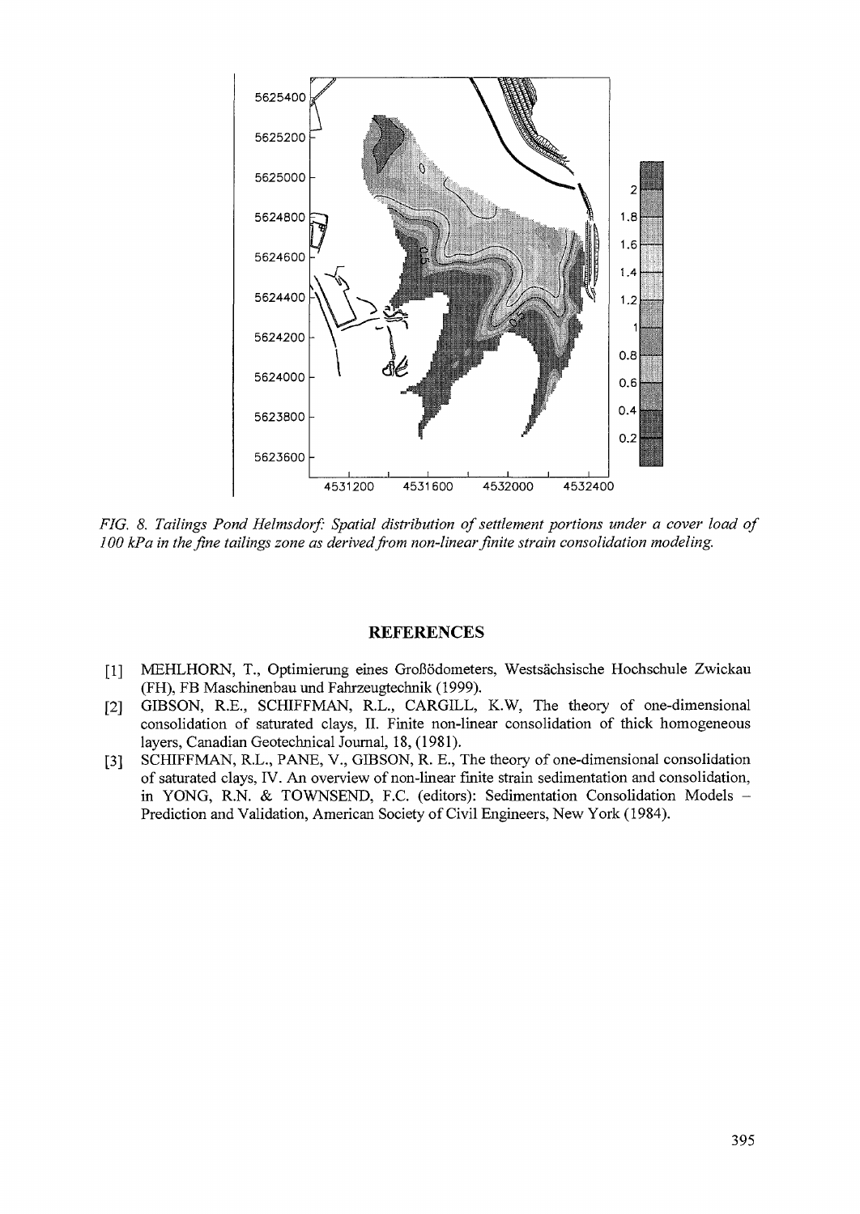5625400
5625200
5625000
5624800
5624600
5624400
5624200
5624000
5623800
5623600

4531200
4531600
4532000
4532400

2
1.8
1.6
1.4
1.2
1
0.8
0.6
0.4
0.2

*FIG. 8. Tailings Pond Helmsdorf: Spatial distribution of settlement portions under a cover load of 100 kPa in the fine tailings zone as derived from non-linear finite strain consolidation modeling.*

## REFERENCES

[1] MEHLHORN, T., Optimierung eines Großödometers, Westsächsische Hochschule Zwickau (FH), FB Maschinenbau und Fahrzeugtechnik (1999).

[2] GIBSON, R.E., SCHIFFMAN, R.L., CARGILL, K.W, The theory of one-dimensional consolidation of saturated clays, II. Finite non-linear consolidation of thick homogeneous layers, Canadian Geotechnical Journal, 18, (1981).

[3] SCHIFFMAN, R.L., PANE, V., GIBSON, R. E., The theory of one-dimensional consolidation of saturated clays, IV. An overview of non-linear finite strain sedimentation and consolidation, in YONG, R.N. & TOWNSEND, F.C. (editors): Sedimentation Consolidation Models – Prediction and Validation, American Society of Civil Engineers, New York (1984).